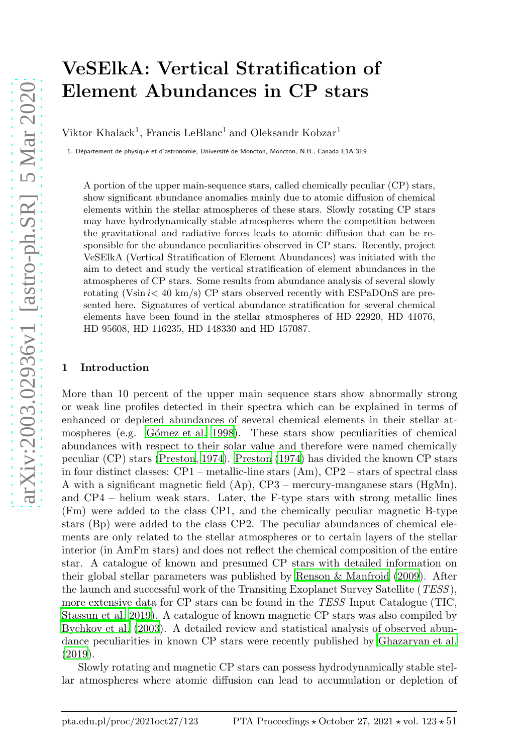# VeSElkA: Vertical Stratification of Element Abundances in CP stars

Viktor Khalack[1], Francis LeBlanc[1] and Oleksandr Kobzar[1]

1. Département de physique et d'astronomie, Université de Moncton, Moncton, N.B., Canada E1A 3E9

A portion of the upper main-sequence stars, called chemically peculiar (CP) stars, show significant abundance anomalies mainly due to atomic diffusion of chemical elements within the stellar atmospheres of these stars. Slowly rotating CP stars may have hydrodynamically stable atmospheres where the competition between the gravitational and radiative forces leads to atomic diffusion that can be responsible for the abundance peculiarities observed in CP stars. Recently, project VeSElkA (Vertical Stratification of Element Abundances) was initiated with the aim to detect and study the vertical stratification of element abundances in the atmospheres of CP stars. Some results from abundance analysis of several slowly rotating (V$\sin i$< 40 km/s) CP stars observed recently with ESPaDOnS are presented here. Signatures of vertical abundance stratification for several chemical elements have been found in the stellar atmospheres of HD 22920, HD 41076, HD 95608, HD 116235, HD 148330 and HD 157087.

## 1 Introduction

More than 10 percent of the upper main sequence stars show abnormally strong or weak line profiles detected in their spectra which can be explained in terms of enhanced or depleted abundances of several chemical elements in their stellar atmospheres (e.g. Gómez et al. 1998). These stars show peculiarities of chemical abundances with respect to their solar value and therefore were named chemically peculiar (CP) stars (Preston, 1974). Preston (1974) has divided the known CP stars in four distinct classes: CP1 – metallic-line stars (Am), CP2 – stars of spectral class A with a significant magnetic field (Ap), CP3 – mercury-manganese stars (HgMn), and CP4 – helium weak stars. Later, the F-type stars with strong metallic lines (Fm) were added to the class CP1, and the chemically peculiar magnetic B-type stars (Bp) were added to the class CP2. The peculiar abundances of chemical elements are only related to the stellar atmospheres or to certain layers of the stellar interior (in AmFm stars) and does not reflect the chemical composition of the entire star. A catalogue of known and presumed CP stars with detailed information on their global stellar parameters was published by Renson & Manfroid (2009). After the launch and successful work of the Transiting Exoplanet Survey Satellite (*TESS*), more extensive data for CP stars can be found in the *TESS* Input Catalogue (TIC, Stassun et al. 2019). A catalogue of known magnetic CP stars was also compiled by Bychkov et al. (2003). A detailed review and statistical analysis of observed abundance peculiarities in known CP stars were recently published by Ghazaryan et al. (2019).

Slowly rotating and magnetic CP stars can possess hydrodynamically stable stellar atmospheres where atomic diffusion can lead to accumulation or depletion of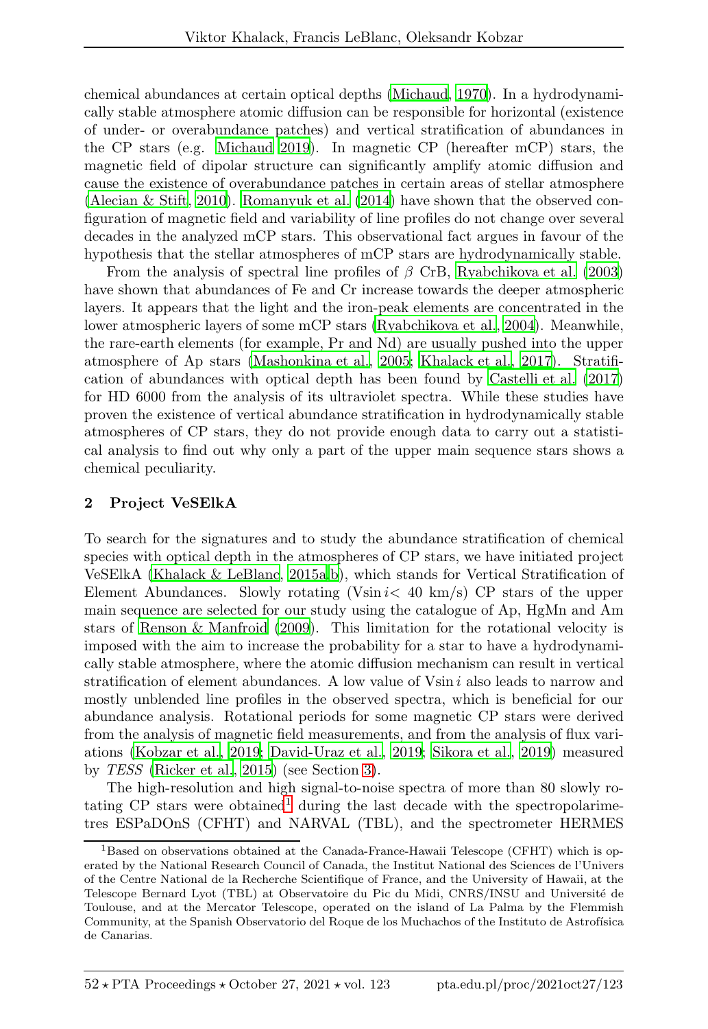chemical abundances at certain optical depths (Michaud, 1970). In a hydrodynamically stable atmosphere atomic diffusion can be responsible for horizontal (existence of under- or overabundance patches) and vertical stratification of abundances in the CP stars (e.g. Michaud 2019). In magnetic CP (hereafter mCP) stars, the magnetic field of dipolar structure can significantly amplify atomic diffusion and cause the existence of overabundance patches in certain areas of stellar atmosphere (Alecian & Stift, 2010). Romanyuk et al. (2014) have shown that the observed configuration of magnetic field and variability of line profiles do not change over several decades in the analyzed mCP stars. This observational fact argues in favour of the hypothesis that the stellar atmospheres of mCP stars are hydrodynamically stable.

From the analysis of spectral line profiles of $\beta$ CrB, Ryabchikova et al. (2003) have shown that abundances of Fe and Cr increase towards the deeper atmospheric layers. It appears that the light and the iron-peak elements are concentrated in the lower atmospheric layers of some mCP stars (Ryabchikova et al., 2004). Meanwhile, the rare-earth elements (for example, Pr and Nd) are usually pushed into the upper atmosphere of Ap stars (Mashonkina et al., 2005; Khalack et al., 2017). Stratification of abundances with optical depth has been found by Castelli et al. (2017) for HD 6000 from the analysis of its ultraviolet spectra. While these studies have proven the existence of vertical abundance stratification in hydrodynamically stable atmospheres of CP stars, they do not provide enough data to carry out a statistical analysis to find out why only a part of the upper main sequence stars shows a chemical peculiarity.

## 2 Project VeSElkA

To search for the signatures and to study the abundance stratification of chemical species with optical depth in the atmospheres of CP stars, we have initiated project VeSElkA (Khalack & LeBlanc, 2015a,b), which stands for Vertical Stratification of Element Abundances. Slowly rotating ($V\sin i <$ 40 km/s) CP stars of the upper main sequence are selected for our study using the catalogue of Ap, HgMn and Am stars of Renson & Manfroid (2009). This limitation for the rotational velocity is imposed with the aim to increase the probability for a star to have a hydrodynamically stable atmosphere, where the atomic diffusion mechanism can result in vertical stratification of element abundances. A low value of $V\sin i$ also leads to narrow and mostly unblended line profiles in the observed spectra, which is beneficial for our abundance analysis. Rotational periods for some magnetic CP stars were derived from the analysis of magnetic field measurements, and from the analysis of flux variations (Kobzar et al., 2019; David-Uraz et al., 2019; Sikora et al., 2019) measured by *TESS* (Ricker et al., 2015) (see Section 3).

The high-resolution and high signal-to-noise spectra of more than 80 slowly rotating CP stars were obtained[1] during the last decade with the spectropolarimetres ESPaDOnS (CFHT) and NARVAL (TBL), and the spectrometer HERMES

[1] Based on observations obtained at the Canada-France-Hawaii Telescope (CFHT) which is operated by the National Research Council of Canada, the Institut National des Sciences de l'Univers of the Centre National de la Recherche Scientifique of France, and the University of Hawaii, at the Telescope Bernard Lyot (TBL) at Observatoire du Pic du Midi, CNRS/INSU and Université de Toulouse, and at the Mercator Telescope, operated on the island of La Palma by the Flemmish Community, at the Spanish Observatorio del Roque de los Muchachos of the Instituto de Astrofísica de Canarias.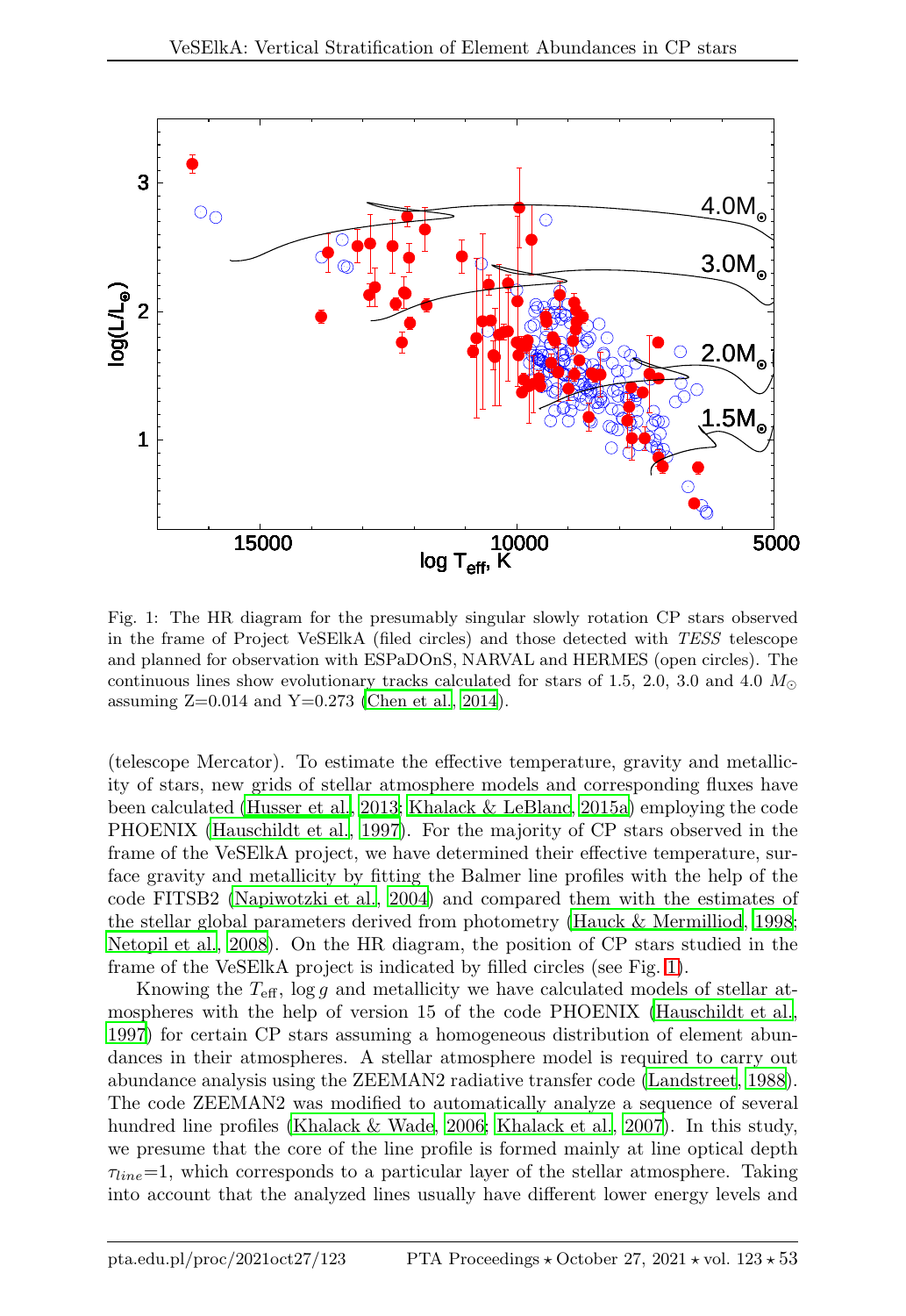Fig. 1: The HR diagram for the presumably singular slowly rotation CP stars observed in the frame of Project VeSElkA (filed circles) and those detected with *TESS* telescope and planned for observation with ESPaDOnS, NARVAL and HERMES (open circles). The continuous lines show evolutionary tracks calculated for stars of 1.5, 2.0, 3.0 and 4.0 $M_{\odot}$ assuming Z=0.014 and Y=0.273 (Chen et al., 2014).

(telescope Mercator). To estimate the effective temperature, gravity and metallicity of stars, new grids of stellar atmosphere models and corresponding fluxes have been calculated (Husser et al., 2013; Khalack & LeBlanc, 2015a) employing the code PHOENIX (Hauschildt et al., 1997). For the majority of CP stars observed in the frame of the VeSElkA project, we have determined their effective temperature, surface gravity and metallicity by fitting the Balmer line profiles with the help of the code FITSB2 (Napiwotzki et al., 2004) and compared them with the estimates of the stellar global parameters derived from photometry (Hauck & Mermilliod, 1998; Netopil et al., 2008). On the HR diagram, the position of CP stars studied in the frame of the VeSElkA project is indicated by filled circles (see Fig. 1).

Knowing the $T_{\rm eff}$, $\log g$ and metallicity we have calculated models of stellar atmospheres with the help of version 15 of the code PHOENIX (Hauschildt et al., 1997) for certain CP stars assuming a homogeneous distribution of element abundances in their atmospheres. A stellar atmosphere model is required to carry out abundance analysis using the ZEEMAN2 radiative transfer code (Landstreet, 1988). The code ZEEMAN2 was modified to automatically analyze a sequence of several hundred line profiles (Khalack & Wade, 2006; Khalack et al., 2007). In this study, we presume that the core of the line profile is formed mainly at line optical depth $\tau_{line}$=1, which corresponds to a particular layer of the stellar atmosphere. Taking into account that the analyzed lines usually have different lower energy levels and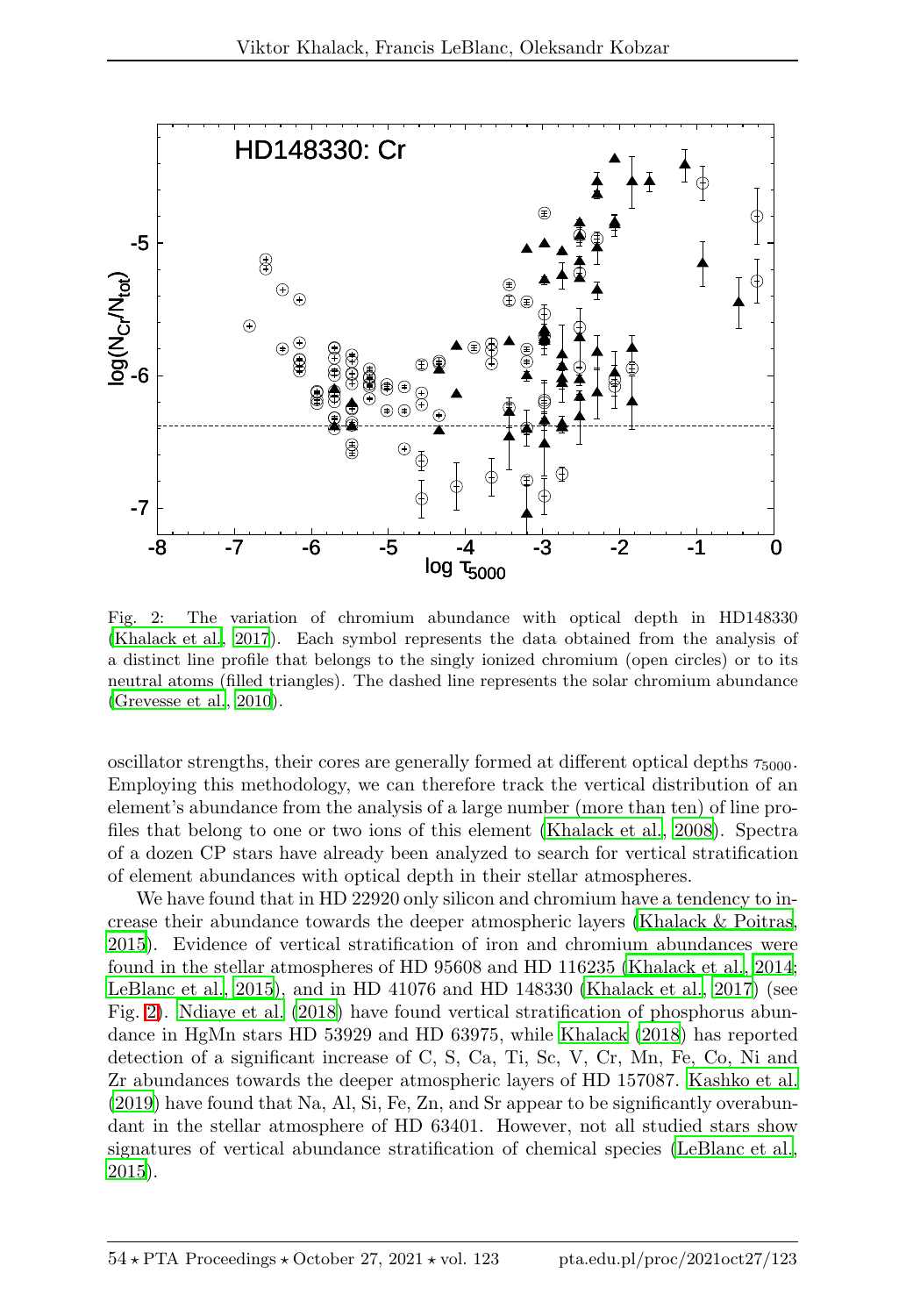Fig. 2: The variation of chromium abundance with optical depth in HD148330 (Khalack et al., 2017). Each symbol represents the data obtained from the analysis of a distinct line profile that belongs to the singly ionized chromium (open circles) or to its neutral atoms (filled triangles). The dashed line represents the solar chromium abundance (Grevesse et al., 2010).

oscillator strengths, their cores are generally formed at different optical depths $\tau_{5000}$. Employing this methodology, we can therefore track the vertical distribution of an element's abundance from the analysis of a large number (more than ten) of line profiles that belong to one or two ions of this element (Khalack et al., 2008). Spectra of a dozen CP stars have already been analyzed to search for vertical stratification of element abundances with optical depth in their stellar atmospheres.

We have found that in HD 22920 only silicon and chromium have a tendency to increase their abundance towards the deeper atmospheric layers (Khalack & Poitras, 2015). Evidence of vertical stratification of iron and chromium abundances were found in the stellar atmospheres of HD 95608 and HD 116235 (Khalack et al., 2014; LeBlanc et al., 2015), and in HD 41076 and HD 148330 (Khalack et al., 2017) (see Fig. 2). Ndiaye et al. (2018) have found vertical stratification of phosphorus abundance in HgMn stars HD 53929 and HD 63975, while Khalack (2018) has reported detection of a significant increase of C, S, Ca, Ti, Sc, V, Cr, Mn, Fe, Co, Ni and Zr abundances towards the deeper atmospheric layers of HD 157087. Kashko et al. (2019) have found that Na, Al, Si, Fe, Zn, and Sr appear to be significantly overabundant in the stellar atmosphere of HD 63401. However, not all studied stars show signatures of vertical abundance stratification of chemical species (LeBlanc et al., 2015).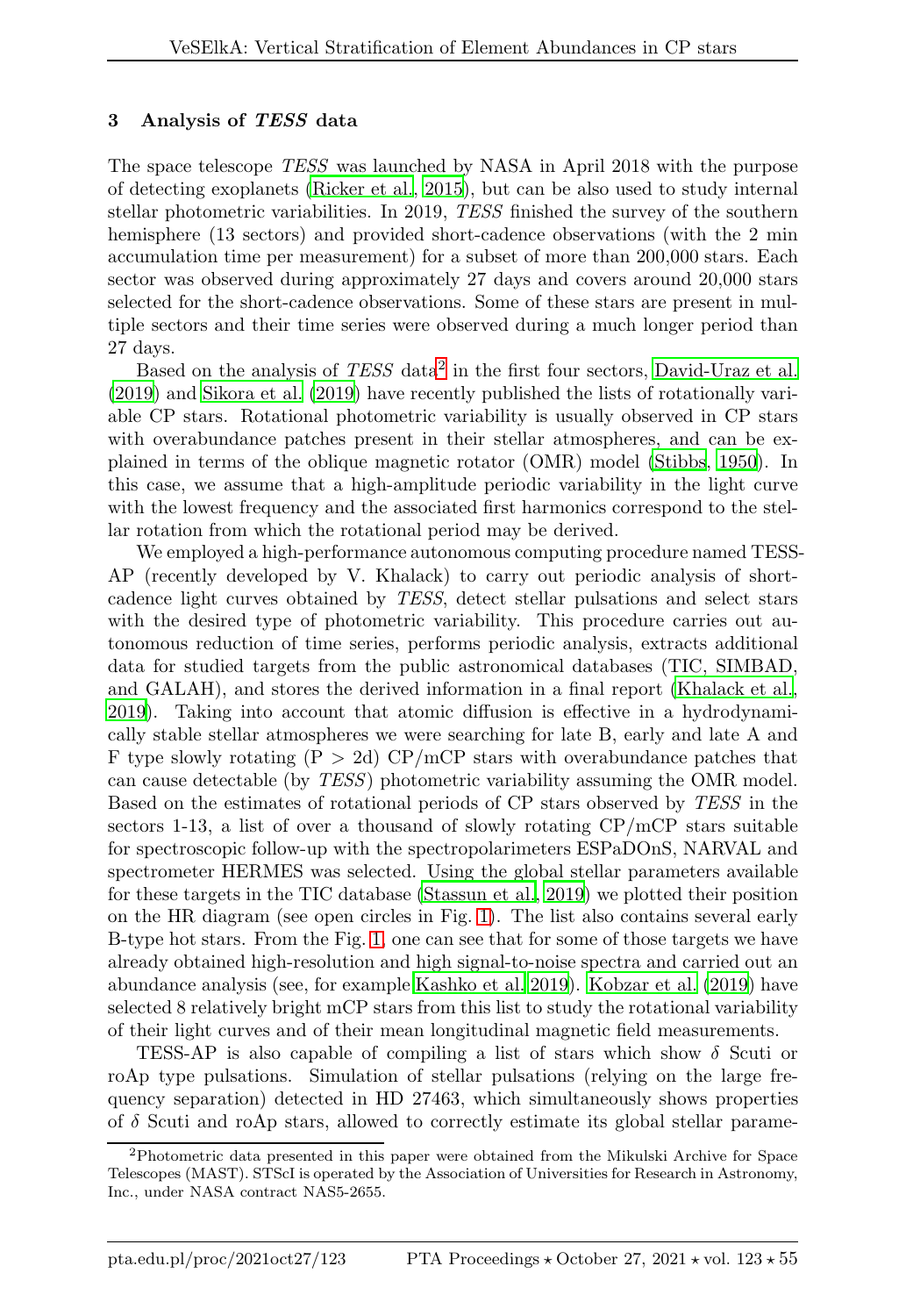## 3 Analysis of *TESS* data

The space telescope *TESS* was launched by NASA in April 2018 with the purpose of detecting exoplanets (Ricker et al., 2015), but can be also used to study internal stellar photometric variabilities. In 2019, *TESS* finished the survey of the southern hemisphere (13 sectors) and provided short-cadence observations (with the 2 min accumulation time per measurement) for a subset of more than 200,000 stars. Each sector was observed during approximately 27 days and covers around 20,000 stars selected for the short-cadence observations. Some of these stars are present in multiple sectors and their time series were observed during a much longer period than 27 days.

Based on the analysis of *TESS* data[2] in the first four sectors, David-Uraz et al. (2019) and Sikora et al. (2019) have recently published the lists of rotationally variable CP stars. Rotational photometric variability is usually observed in CP stars with overabundance patches present in their stellar atmospheres, and can be explained in terms of the oblique magnetic rotator (OMR) model (Stibbs, 1950). In this case, we assume that a high-amplitude periodic variability in the light curve with the lowest frequency and the associated first harmonics correspond to the stellar rotation from which the rotational period may be derived.

We employed a high-performance autonomous computing procedure named TESS-AP (recently developed by V. Khalack) to carry out periodic analysis of short-cadence light curves obtained by *TESS*, detect stellar pulsations and select stars with the desired type of photometric variability. This procedure carries out autonomous reduction of time series, performs periodic analysis, extracts additional data for studied targets from the public astronomical databases (TIC, SIMBAD, and GALAH), and stores the derived information in a final report (Khalack et al., 2019). Taking into account that atomic diffusion is effective in a hydrodynamically stable stellar atmospheres we were searching for late B, early and late A and F type slowly rotating (P > 2d) CP/mCP stars with overabundance patches that can cause detectable (by *TESS*) photometric variability assuming the OMR model. Based on the estimates of rotational periods of CP stars observed by *TESS* in the sectors 1-13, a list of over a thousand of slowly rotating CP/mCP stars suitable for spectroscopic follow-up with the spectropolarimeters ESPaDOnS, NARVAL and spectrometer HERMES was selected. Using the global stellar parameters available for these targets in the TIC database (Stassun et al., 2019) we plotted their position on the HR diagram (see open circles in Fig. 1). The list also contains several early B-type hot stars. From the Fig. 1, one can see that for some of those targets we have already obtained high-resolution and high signal-to-noise spectra and carried out an abundance analysis (see, for example Kashko et al. 2019). Kobzar et al. (2019) have selected 8 relatively bright mCP stars from this list to study the rotational variability of their light curves and of their mean longitudinal magnetic field measurements.

TESS-AP is also capable of compiling a list of stars which show $\delta$ Scuti or roAp type pulsations. Simulation of stellar pulsations (relying on the large frequency separation) detected in HD 27463, which simultaneously shows properties of $\delta$ Scuti and roAp stars, allowed to correctly estimate its global stellar parame-

[2] Photometric data presented in this paper were obtained from the Mikulski Archive for Space Telescopes (MAST). STScI is operated by the Association of Universities for Research in Astronomy, Inc., under NASA contract NAS5-2655.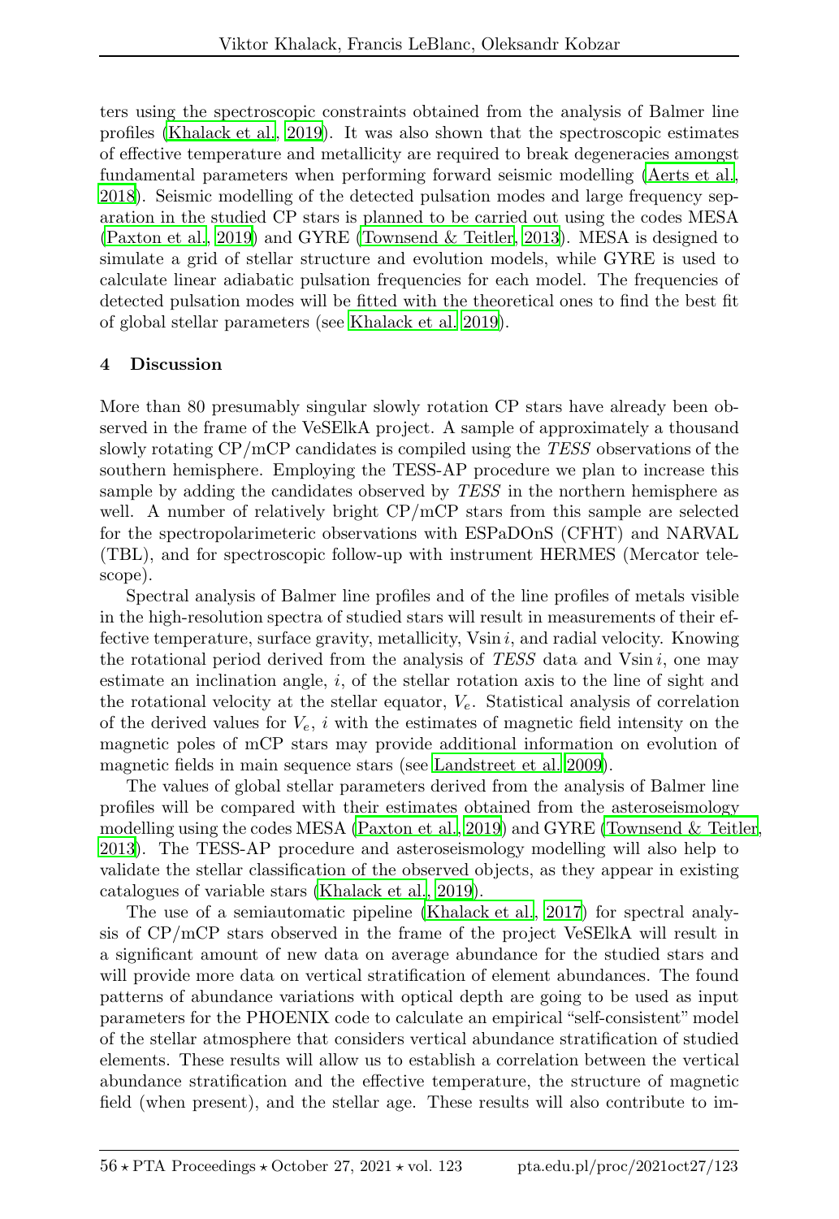ters using the spectroscopic constraints obtained from the analysis of Balmer line profiles (Khalack et al., 2019). It was also shown that the spectroscopic estimates of effective temperature and metallicity are required to break degeneracies amongst fundamental parameters when performing forward seismic modelling (Aerts et al., 2018). Seismic modelling of the detected pulsation modes and large frequency separation in the studied CP stars is planned to be carried out using the codes MESA (Paxton et al., 2019) and GYRE (Townsend & Teitler, 2013). MESA is designed to simulate a grid of stellar structure and evolution models, while GYRE is used to calculate linear adiabatic pulsation frequencies for each model. The frequencies of detected pulsation modes will be fitted with the theoretical ones to find the best fit of global stellar parameters (see Khalack et al. 2019).

## 4 Discussion

More than 80 presumably singular slowly rotation CP stars have already been observed in the frame of the VeSElkA project. A sample of approximately a thousand slowly rotating CP/mCP candidates is compiled using the *TESS* observations of the southern hemisphere. Employing the TESS-AP procedure we plan to increase this sample by adding the candidates observed by *TESS* in the northern hemisphere as well. A number of relatively bright CP/mCP stars from this sample are selected for the spectropolarimeteric observations with ESPaDOnS (CFHT) and NARVAL (TBL), and for spectroscopic follow-up with instrument HERMES (Mercator telescope).

Spectral analysis of Balmer line profiles and of the line profiles of metals visible in the high-resolution spectra of studied stars will result in measurements of their effective temperature, surface gravity, metallicity, $V\sin i$, and radial velocity. Knowing the rotational period derived from the analysis of *TESS* data and $V\sin i$, one may estimate an inclination angle, $i$, of the stellar rotation axis to the line of sight and the rotational velocity at the stellar equator, $V_e$. Statistical analysis of correlation of the derived values for $V_e$, $i$ with the estimates of magnetic field intensity on the magnetic poles of mCP stars may provide additional information on evolution of magnetic fields in main sequence stars (see Landstreet et al. 2009).

The values of global stellar parameters derived from the analysis of Balmer line profiles will be compared with their estimates obtained from the asteroseismology modelling using the codes MESA (Paxton et al., 2019) and GYRE (Townsend & Teitler, 2013). The TESS-AP procedure and asteroseismology modelling will also help to validate the stellar classification of the observed objects, as they appear in existing catalogues of variable stars (Khalack et al., 2019).

The use of a semiautomatic pipeline (Khalack et al., 2017) for spectral analysis of CP/mCP stars observed in the frame of the project VeSElkA will result in a significant amount of new data on average abundance for the studied stars and will provide more data on vertical stratification of element abundances. The found patterns of abundance variations with optical depth are going to be used as input parameters for the PHOENIX code to calculate an empirical "self-consistent" model of the stellar atmosphere that considers vertical abundance stratification of studied elements. These results will allow us to establish a correlation between the vertical abundance stratification and the effective temperature, the structure of magnetic field (when present), and the stellar age. These results will also contribute to im-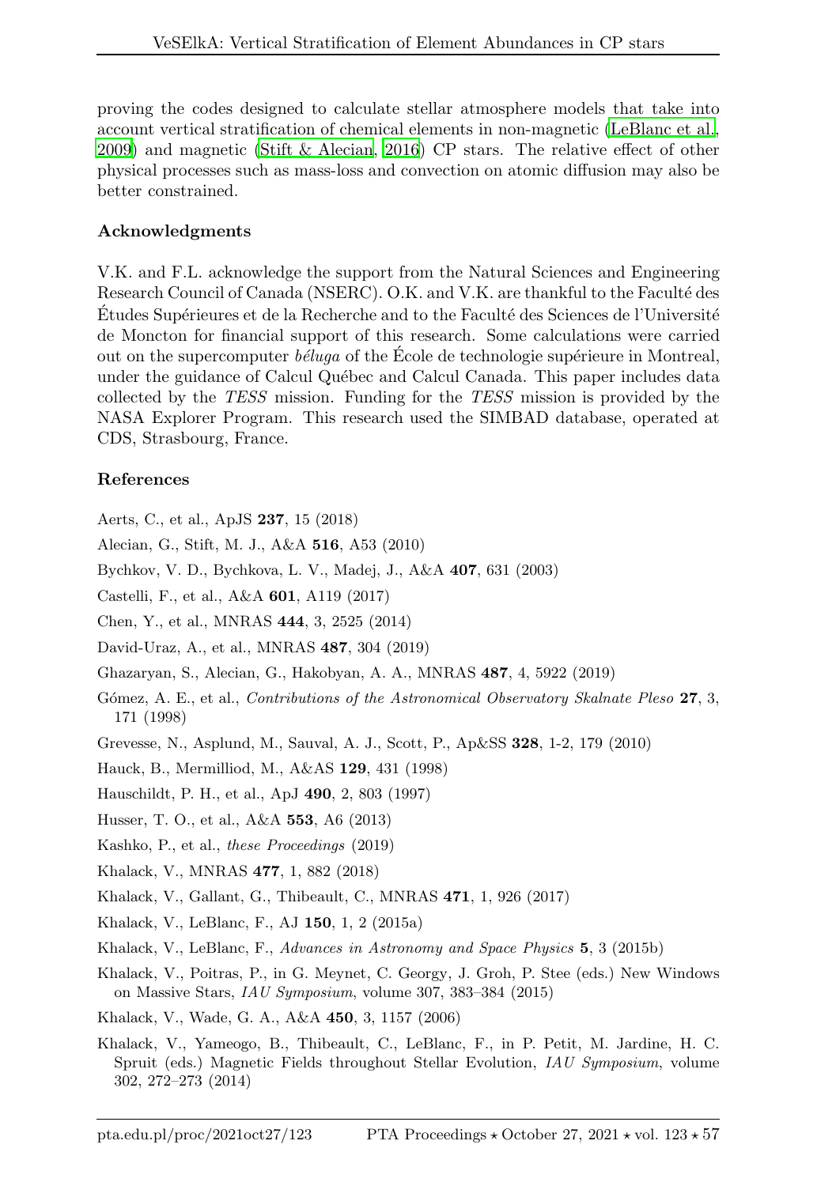proving the codes designed to calculate stellar atmosphere models that take into account vertical stratification of chemical elements in non-magnetic (LeBlanc et al., 2009) and magnetic (Stift & Alecian, 2016) CP stars. The relative effect of other physical processes such as mass-loss and convection on atomic diffusion may also be better constrained.

## Acknowledgments

V.K. and F.L. acknowledge the support from the Natural Sciences and Engineering Research Council of Canada (NSERC). O.K. and V.K. are thankful to the Faculté des Études Supérieures et de la Recherche and to the Faculté des Sciences de l'Université de Moncton for financial support of this research. Some calculations were carried out on the supercomputer *béluga* of the École de technologie supérieure in Montreal, under the guidance of Calcul Québec and Calcul Canada. This paper includes data collected by the *TESS* mission. Funding for the *TESS* mission is provided by the NASA Explorer Program. This research used the SIMBAD database, operated at CDS, Strasbourg, France.

## References

Aerts, C., et al., ApJS **237**, 15 (2018)

Alecian, G., Stift, M. J., A&A **516**, A53 (2010)

Bychkov, V. D., Bychkova, L. V., Madej, J., A&A **407**, 631 (2003)

Castelli, F., et al., A&A **601**, A119 (2017)

Chen, Y., et al., MNRAS **444**, 3, 2525 (2014)

David-Uraz, A., et al., MNRAS **487**, 304 (2019)

Ghazaryan, S., Alecian, G., Hakobyan, A. A., MNRAS **487**, 4, 5922 (2019)

Gómez, A. E., et al., *Contributions of the Astronomical Observatory Skalnate Pleso* **27**, 3, 171 (1998)

Grevesse, N., Asplund, M., Sauval, A. J., Scott, P., Ap&SS **328**, 1-2, 179 (2010)

Hauck, B., Mermilliod, M., A&AS **129**, 431 (1998)

Hauschildt, P. H., et al., ApJ **490**, 2, 803 (1997)

Husser, T. O., et al., A&A **553**, A6 (2013)

Kashko, P., et al., *these Proceedings* (2019)

Khalack, V., MNRAS **477**, 1, 882 (2018)

Khalack, V., Gallant, G., Thibeault, C., MNRAS **471**, 1, 926 (2017)

Khalack, V., LeBlanc, F., AJ **150**, 1, 2 (2015a)

Khalack, V., LeBlanc, F., *Advances in Astronomy and Space Physics* **5**, 3 (2015b)

Khalack, V., Poitras, P., in G. Meynet, C. Georgy, J. Groh, P. Stee (eds.) New Windows on Massive Stars, *IAU Symposium*, volume 307, 383–384 (2015)

Khalack, V., Wade, G. A., A&A **450**, 3, 1157 (2006)

Khalack, V., Yameogo, B., Thibeault, C., LeBlanc, F., in P. Petit, M. Jardine, H. C. Spruit (eds.) Magnetic Fields throughout Stellar Evolution, *IAU Symposium*, volume 302, 272–273 (2014)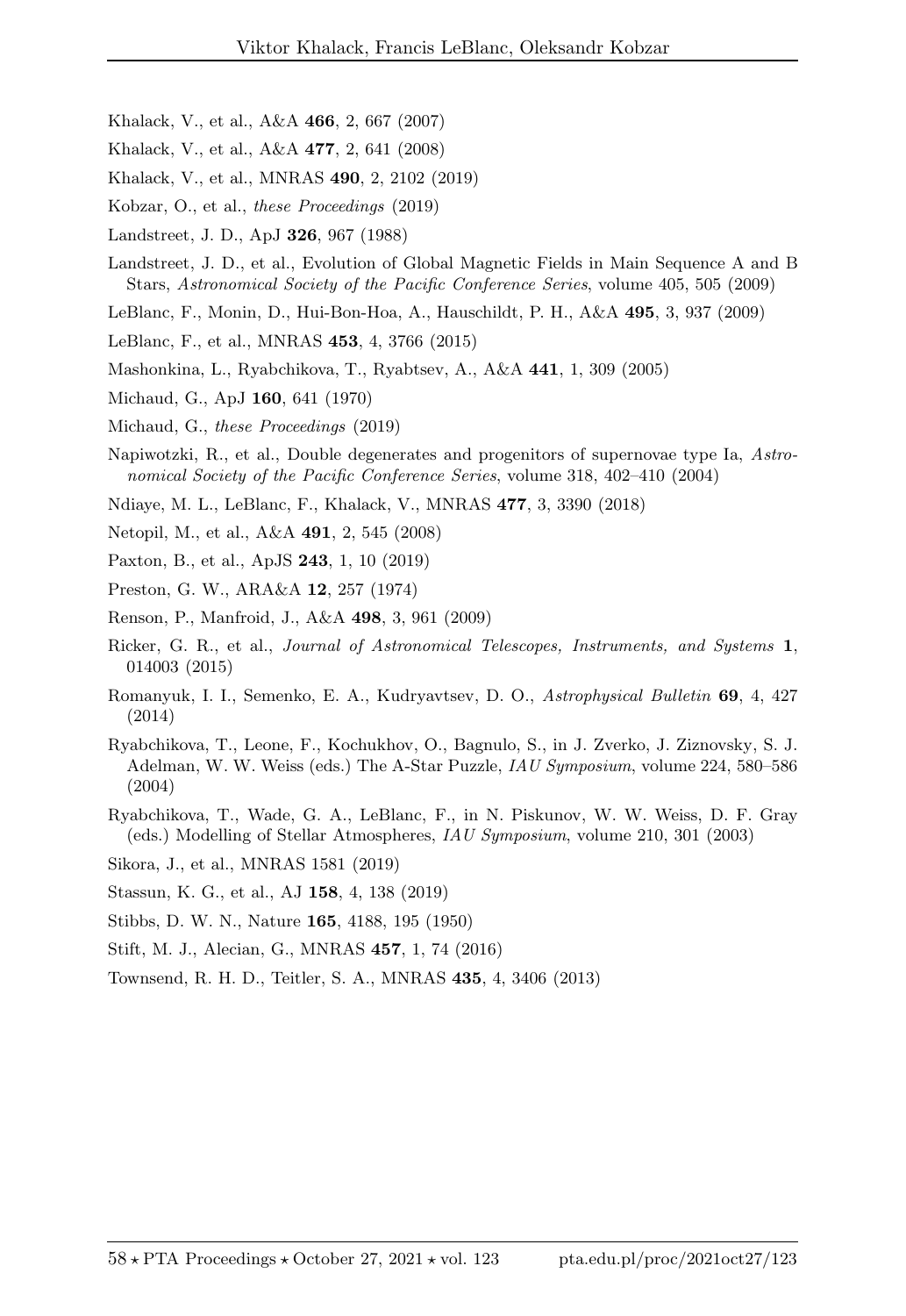Khalack, V., et al., A&A **466**, 2, 667 (2007)

Khalack, V., et al., A&A **477**, 2, 641 (2008)

Khalack, V., et al., MNRAS **490**, 2, 2102 (2019)

Kobzar, O., et al., *these Proceedings* (2019)

Landstreet, J. D., ApJ **326**, 967 (1988)

Landstreet, J. D., et al., Evolution of Global Magnetic Fields in Main Sequence A and B Stars, *Astronomical Society of the Pacific Conference Series*, volume 405, 505 (2009)

LeBlanc, F., Monin, D., Hui-Bon-Hoa, A., Hauschildt, P. H., A&A **495**, 3, 937 (2009)

LeBlanc, F., et al., MNRAS **453**, 4, 3766 (2015)

Mashonkina, L., Ryabchikova, T., Ryabtsev, A., A&A **441**, 1, 309 (2005)

Michaud, G., ApJ **160**, 641 (1970)

Michaud, G., *these Proceedings* (2019)

Napiwotzki, R., et al., Double degenerates and progenitors of supernovae type Ia, *Astronomical Society of the Pacific Conference Series*, volume 318, 402–410 (2004)

Ndiaye, M. L., LeBlanc, F., Khalack, V., MNRAS **477**, 3, 3390 (2018)

Netopil, M., et al., A&A **491**, 2, 545 (2008)

Paxton, B., et al., ApJS **243**, 1, 10 (2019)

Preston, G. W., ARA&A **12**, 257 (1974)

Renson, P., Manfroid, J., A&A **498**, 3, 961 (2009)

Ricker, G. R., et al., *Journal of Astronomical Telescopes, Instruments, and Systems* **1**, 014003 (2015)

Romanyuk, I. I., Semenko, E. A., Kudryavtsev, D. O., *Astrophysical Bulletin* **69**, 4, 427 (2014)

Ryabchikova, T., Leone, F., Kochukhov, O., Bagnulo, S., in J. Zverko, J. Ziznovsky, S. J. Adelman, W. W. Weiss (eds.) The A-Star Puzzle, *IAU Symposium*, volume 224, 580–586 (2004)

Ryabchikova, T., Wade, G. A., LeBlanc, F., in N. Piskunov, W. W. Weiss, D. F. Gray (eds.) Modelling of Stellar Atmospheres, *IAU Symposium*, volume 210, 301 (2003)

Sikora, J., et al., MNRAS 1581 (2019)

Stassun, K. G., et al., AJ **158**, 4, 138 (2019)

Stibbs, D. W. N., Nature **165**, 4188, 195 (1950)

Stift, M. J., Alecian, G., MNRAS **457**, 1, 74 (2016)

Townsend, R. H. D., Teitler, S. A., MNRAS **435**, 4, 3406 (2013)